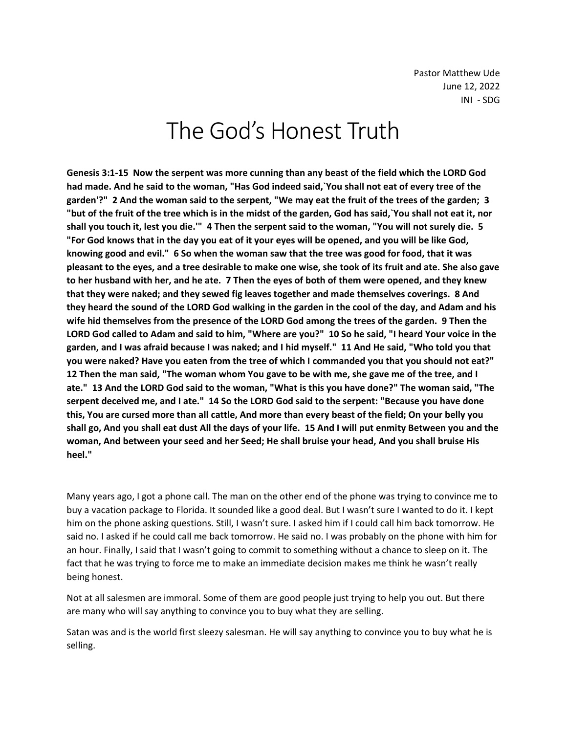Pastor Matthew Ude
June 12, 2022
INI - SDG

# The God's Honest Truth

**Genesis 3:1-15 Now the serpent was more cunning than any beast of the field which the LORD God had made. And he said to the woman, "Has God indeed said,`You shall not eat of every tree of the garden'?" 2 And the woman said to the serpent, "We may eat the fruit of the trees of the garden; 3 "but of the fruit of the tree which is in the midst of the garden, God has said,`You shall not eat it, nor shall you touch it, lest you die.'" 4 Then the serpent said to the woman, "You will not surely die. 5 "For God knows that in the day you eat of it your eyes will be opened, and you will be like God, knowing good and evil." 6 So when the woman saw that the tree was good for food, that it was pleasant to the eyes, and a tree desirable to make one wise, she took of its fruit and ate. She also gave to her husband with her, and he ate. 7 Then the eyes of both of them were opened, and they knew that they were naked; and they sewed fig leaves together and made themselves coverings. 8 And they heard the sound of the LORD God walking in the garden in the cool of the day, and Adam and his wife hid themselves from the presence of the LORD God among the trees of the garden. 9 Then the LORD God called to Adam and said to him, "Where are you?" 10 So he said, "I heard Your voice in the garden, and I was afraid because I was naked; and I hid myself." 11 And He said, "Who told you that you were naked? Have you eaten from the tree of which I commanded you that you should not eat?" 12 Then the man said, "The woman whom You gave to be with me, she gave me of the tree, and I ate." 13 And the LORD God said to the woman, "What is this you have done?" The woman said, "The serpent deceived me, and I ate." 14 So the LORD God said to the serpent: "Because you have done this, You are cursed more than all cattle, And more than every beast of the field; On your belly you shall go, And you shall eat dust All the days of your life. 15 And I will put enmity Between you and the woman, And between your seed and her Seed; He shall bruise your head, And you shall bruise His heel."**

Many years ago, I got a phone call. The man on the other end of the phone was trying to convince me to buy a vacation package to Florida. It sounded like a good deal. But I wasn't sure I wanted to do it. I kept him on the phone asking questions. Still, I wasn't sure. I asked him if I could call him back tomorrow. He said no. I asked if he could call me back tomorrow. He said no. I was probably on the phone with him for an hour. Finally, I said that I wasn't going to commit to something without a chance to sleep on it. The fact that he was trying to force me to make an immediate decision makes me think he wasn't really being honest.

Not at all salesmen are immoral. Some of them are good people just trying to help you out. But there are many who will say anything to convince you to buy what they are selling.

Satan was and is the world first sleezy salesman. He will say anything to convince you to buy what he is selling.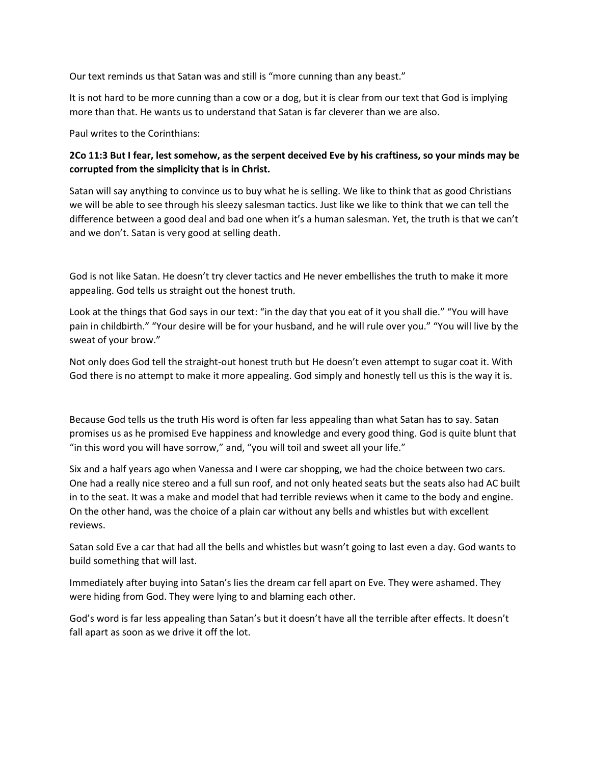Our text reminds us that Satan was and still is "more cunning than any beast."

It is not hard to be more cunning than a cow or a dog, but it is clear from our text that God is implying more than that. He wants us to understand that Satan is far cleverer than we are also.

Paul writes to the Corinthians:

**2Co 11:3 But I fear, lest somehow, as the serpent deceived Eve by his craftiness, so your minds may be corrupted from the simplicity that is in Christ.**

Satan will say anything to convince us to buy what he is selling. We like to think that as good Christians we will be able to see through his sleezy salesman tactics. Just like we like to think that we can tell the difference between a good deal and bad one when it's a human salesman. Yet, the truth is that we can't and we don't. Satan is very good at selling death.

God is not like Satan. He doesn't try clever tactics and He never embellishes the truth to make it more appealing. God tells us straight out the honest truth.

Look at the things that God says in our text: "in the day that you eat of it you shall die." "You will have pain in childbirth." "Your desire will be for your husband, and he will rule over you." "You will live by the sweat of your brow."

Not only does God tell the straight-out honest truth but He doesn't even attempt to sugar coat it. With God there is no attempt to make it more appealing. God simply and honestly tell us this is the way it is.

Because God tells us the truth His word is often far less appealing than what Satan has to say. Satan promises us as he promised Eve happiness and knowledge and every good thing. God is quite blunt that "in this word you will have sorrow," and, "you will toil and sweet all your life."

Six and a half years ago when Vanessa and I were car shopping, we had the choice between two cars. One had a really nice stereo and a full sun roof, and not only heated seats but the seats also had AC built in to the seat. It was a make and model that had terrible reviews when it came to the body and engine. On the other hand, was the choice of a plain car without any bells and whistles but with excellent reviews.

Satan sold Eve a car that had all the bells and whistles but wasn't going to last even a day. God wants to build something that will last.

Immediately after buying into Satan's lies the dream car fell apart on Eve. They were ashamed. They were hiding from God. They were lying to and blaming each other.

God's word is far less appealing than Satan's but it doesn't have all the terrible after effects. It doesn't fall apart as soon as we drive it off the lot.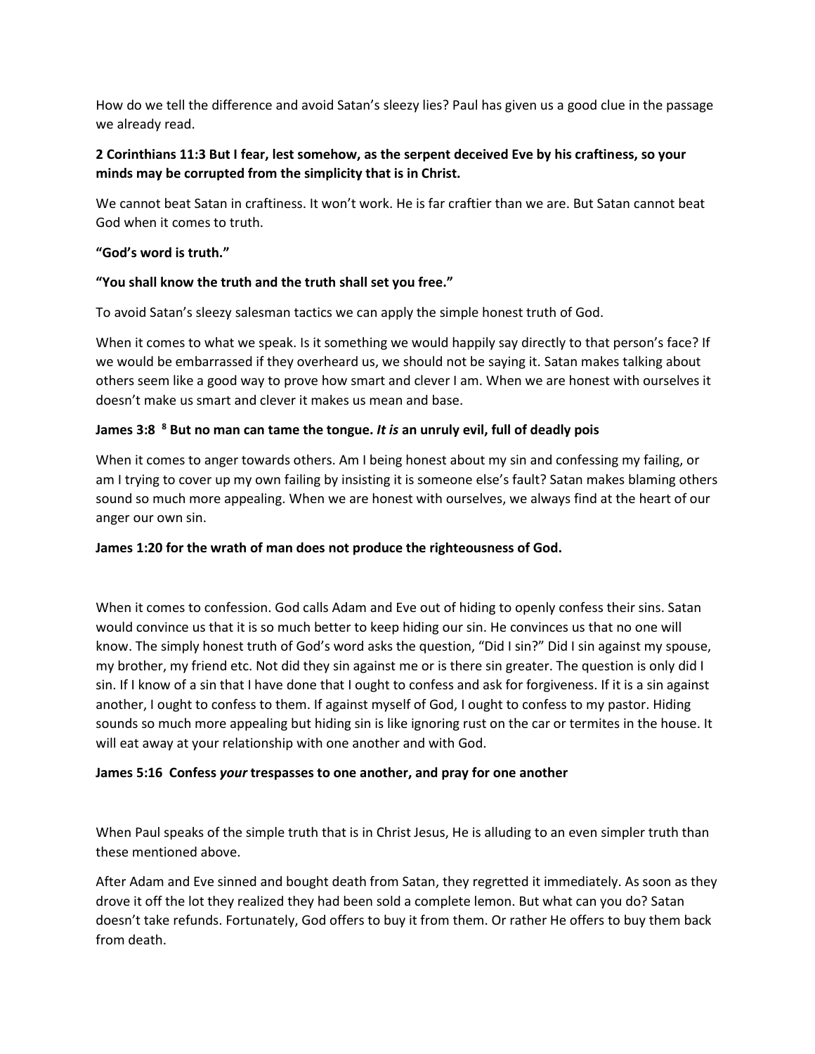How do we tell the difference and avoid Satan's sleezy lies? Paul has given us a good clue in the passage we already read.

**2 Corinthians 11:3 But I fear, lest somehow, as the serpent deceived Eve by his craftiness, so your minds may be corrupted from the simplicity that is in Christ.**

We cannot beat Satan in craftiness. It won't work. He is far craftier than we are. But Satan cannot beat God when it comes to truth.

**"God's word is truth."**

**"You shall know the truth and the truth shall set you free."**

To avoid Satan's sleezy salesman tactics we can apply the simple honest truth of God.

When it comes to what we speak. Is it something we would happily say directly to that person's face? If we would be embarrassed if they overheard us, we should not be saying it. Satan makes talking about others seem like a good way to prove how smart and clever I am. When we are honest with ourselves it doesn't make us smart and clever it makes us mean and base.

**James 3:8 [8] But no man can tame the tongue. *It is* an unruly evil, full of deadly pois**

When it comes to anger towards others. Am I being honest about my sin and confessing my failing, or am I trying to cover up my own failing by insisting it is someone else's fault? Satan makes blaming others sound so much more appealing. When we are honest with ourselves, we always find at the heart of our anger our own sin.

**James 1:20 for the wrath of man does not produce the righteousness of God.**

When it comes to confession. God calls Adam and Eve out of hiding to openly confess their sins. Satan would convince us that it is so much better to keep hiding our sin. He convinces us that no one will know. The simply honest truth of God's word asks the question, "Did I sin?" Did I sin against my spouse, my brother, my friend etc. Not did they sin against me or is there sin greater. The question is only did I sin. If I know of a sin that I have done that I ought to confess and ask for forgiveness. If it is a sin against another, I ought to confess to them. If against myself of God, I ought to confess to my pastor. Hiding sounds so much more appealing but hiding sin is like ignoring rust on the car or termites in the house. It will eat away at your relationship with one another and with God.

**James 5:16 Confess *your* trespasses to one another, and pray for one another**

When Paul speaks of the simple truth that is in Christ Jesus, He is alluding to an even simpler truth than these mentioned above.

After Adam and Eve sinned and bought death from Satan, they regretted it immediately. As soon as they drove it off the lot they realized they had been sold a complete lemon. But what can you do? Satan doesn't take refunds. Fortunately, God offers to buy it from them. Or rather He offers to buy them back from death.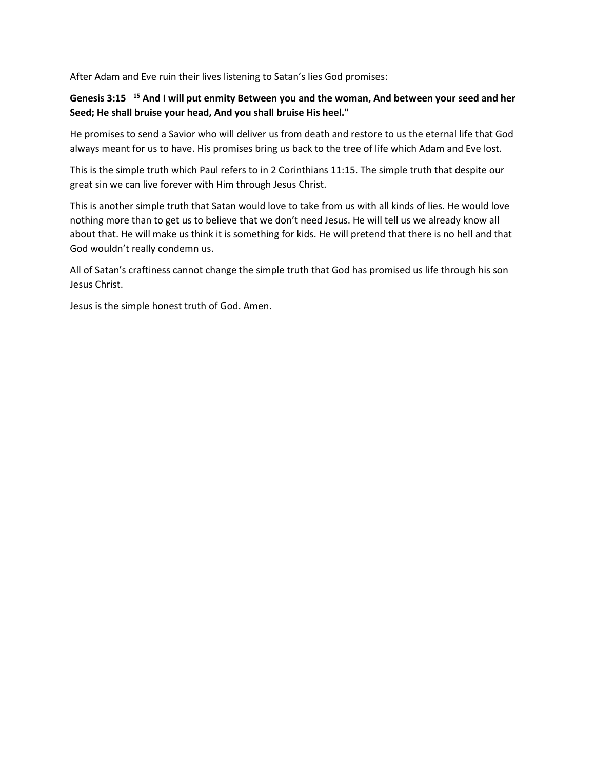After Adam and Eve ruin their lives listening to Satan's lies God promises:

**Genesis 3:15 [15] And I will put enmity Between you and the woman, And between your seed and her Seed; He shall bruise your head, And you shall bruise His heel."**

He promises to send a Savior who will deliver us from death and restore to us the eternal life that God always meant for us to have. His promises bring us back to the tree of life which Adam and Eve lost.

This is the simple truth which Paul refers to in 2 Corinthians 11:15. The simple truth that despite our great sin we can live forever with Him through Jesus Christ.

This is another simple truth that Satan would love to take from us with all kinds of lies. He would love nothing more than to get us to believe that we don't need Jesus. He will tell us we already know all about that. He will make us think it is something for kids. He will pretend that there is no hell and that God wouldn't really condemn us.

All of Satan's craftiness cannot change the simple truth that God has promised us life through his son Jesus Christ.

Jesus is the simple honest truth of God. Amen.